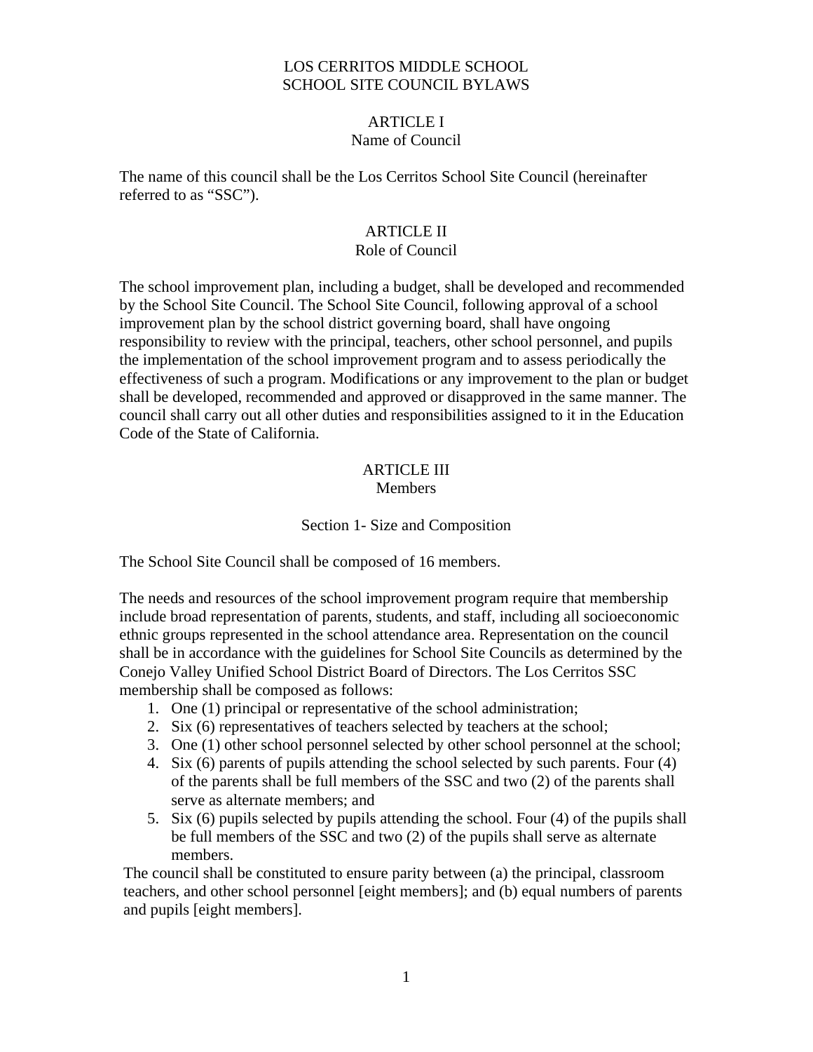# LOS CERRITOS MIDDLE SCHOOL
# SCHOOL SITE COUNCIL BYLAWS

## ARTICLE I
## Name of Council

The name of this council shall be the Los Cerritos School Site Council (hereinafter referred to as "SSC").

## ARTICLE II
## Role of Council

The school improvement plan, including a budget, shall be developed and recommended by the School Site Council. The School Site Council, following approval of a school improvement plan by the school district governing board, shall have ongoing responsibility to review with the principal, teachers, other school personnel, and pupils the implementation of the school improvement program and to assess periodically the effectiveness of such a program. Modifications or any improvement to the plan or budget shall be developed, recommended and approved or disapproved in the same manner. The council shall carry out all other duties and responsibilities assigned to it in the Education Code of the State of California.

## ARTICLE III
## Members

### Section 1- Size and Composition

The School Site Council shall be composed of 16 members.

The needs and resources of the school improvement program require that membership include broad representation of parents, students, and staff, including all socioeconomic ethnic groups represented in the school attendance area. Representation on the council shall be in accordance with the guidelines for School Site Councils as determined by the Conejo Valley Unified School District Board of Directors. The Los Cerritos SSC membership shall be composed as follows:

1. One (1) principal or representative of the school administration;
2. Six (6) representatives of teachers selected by teachers at the school;
3. One (1) other school personnel selected by other school personnel at the school;
4. Six (6) parents of pupils attending the school selected by such parents. Four (4) of the parents shall be full members of the SSC and two (2) of the parents shall serve as alternate members; and
5. Six (6) pupils selected by pupils attending the school. Four (4) of the pupils shall be full members of the SSC and two (2) of the pupils shall serve as alternate members.

The council shall be constituted to ensure parity between (a) the principal, classroom teachers, and other school personnel [eight members]; and (b) equal numbers of parents and pupils [eight members].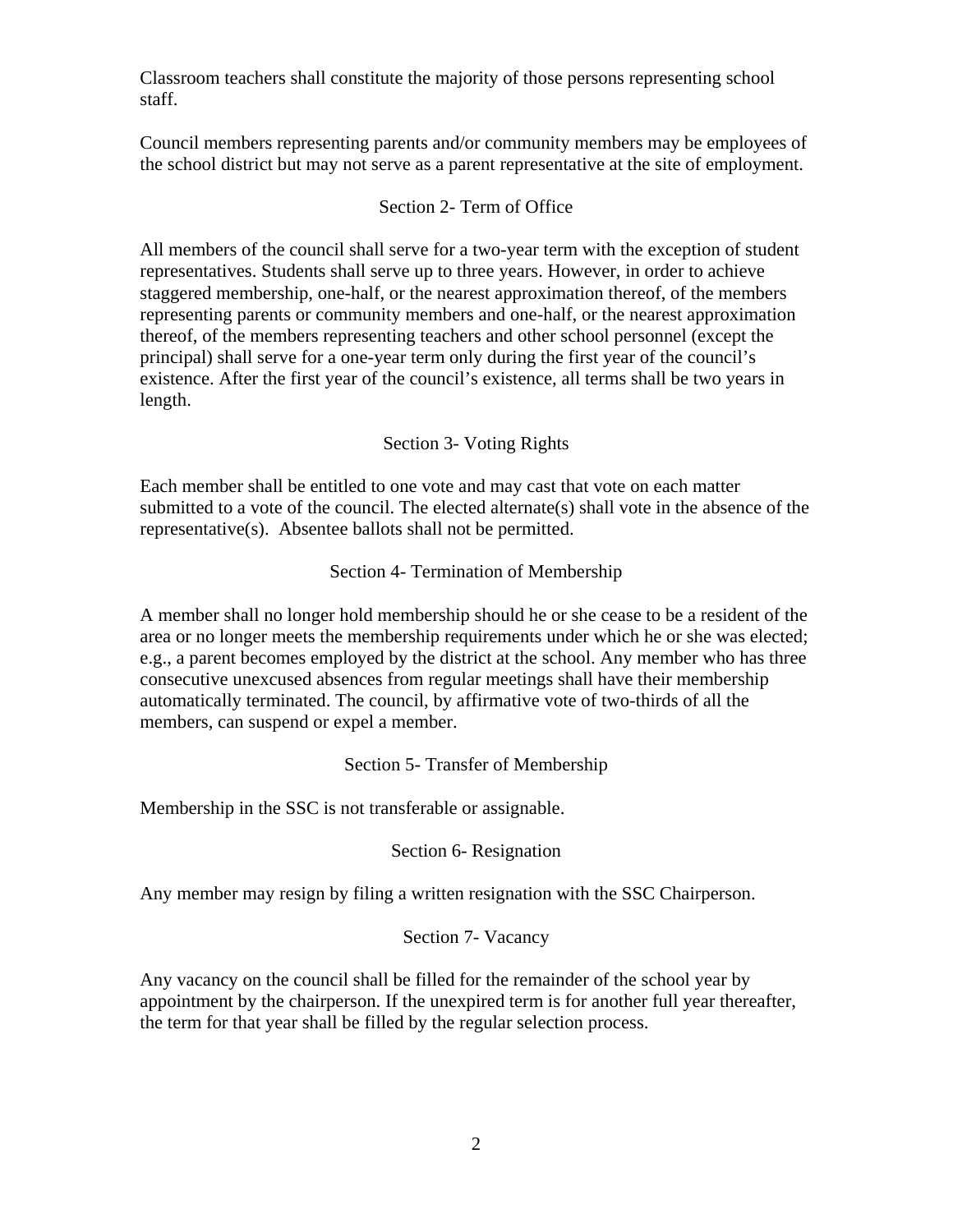Classroom teachers shall constitute the majority of those persons representing school staff.

Council members representing parents and/or community members may be employees of the school district but may not serve as a parent representative at the site of employment.

### Section 2- Term of Office

All members of the council shall serve for a two-year term with the exception of student representatives. Students shall serve up to three years. However, in order to achieve staggered membership, one-half, or the nearest approximation thereof, of the members representing parents or community members and one-half, or the nearest approximation thereof, of the members representing teachers and other school personnel (except the principal) shall serve for a one-year term only during the first year of the council's existence. After the first year of the council's existence, all terms shall be two years in length.

### Section 3- Voting Rights

Each member shall be entitled to one vote and may cast that vote on each matter submitted to a vote of the council. The elected alternate(s) shall vote in the absence of the representative(s). Absentee ballots shall not be permitted.

### Section 4- Termination of Membership

A member shall no longer hold membership should he or she cease to be a resident of the area or no longer meets the membership requirements under which he or she was elected; e.g., a parent becomes employed by the district at the school. Any member who has three consecutive unexcused absences from regular meetings shall have their membership automatically terminated. The council, by affirmative vote of two-thirds of all the members, can suspend or expel a member.

### Section 5- Transfer of Membership

Membership in the SSC is not transferable or assignable.

### Section 6- Resignation

Any member may resign by filing a written resignation with the SSC Chairperson.

### Section 7- Vacancy

Any vacancy on the council shall be filled for the remainder of the school year by appointment by the chairperson. If the unexpired term is for another full year thereafter, the term for that year shall be filled by the regular selection process.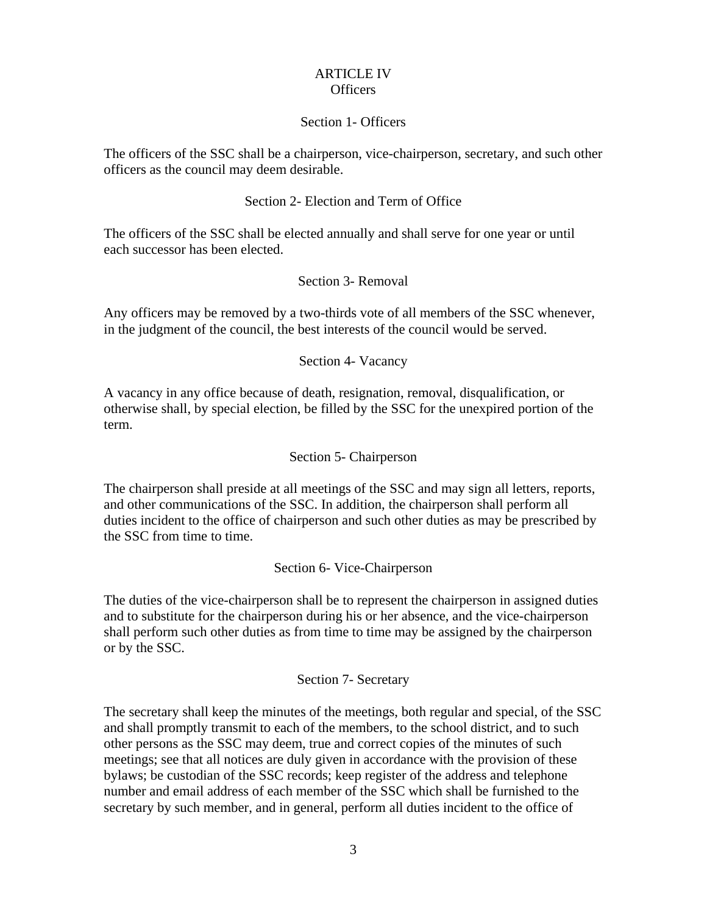# ARTICLE IV
## Officers

### Section 1- Officers

The officers of the SSC shall be a chairperson, vice-chairperson, secretary, and such other officers as the council may deem desirable.

### Section 2- Election and Term of Office

The officers of the SSC shall be elected annually and shall serve for one year or until each successor has been elected.

### Section 3- Removal

Any officers may be removed by a two-thirds vote of all members of the SSC whenever, in the judgment of the council, the best interests of the council would be served.

### Section 4- Vacancy

A vacancy in any office because of death, resignation, removal, disqualification, or otherwise shall, by special election, be filled by the SSC for the unexpired portion of the term.

### Section 5- Chairperson

The chairperson shall preside at all meetings of the SSC and may sign all letters, reports, and other communications of the SSC. In addition, the chairperson shall perform all duties incident to the office of chairperson and such other duties as may be prescribed by the SSC from time to time.

### Section 6- Vice-Chairperson

The duties of the vice-chairperson shall be to represent the chairperson in assigned duties and to substitute for the chairperson during his or her absence, and the vice-chairperson shall perform such other duties as from time to time may be assigned by the chairperson or by the SSC.

### Section 7- Secretary

The secretary shall keep the minutes of the meetings, both regular and special, of the SSC and shall promptly transmit to each of the members, to the school district, and to such other persons as the SSC may deem, true and correct copies of the minutes of such meetings; see that all notices are duly given in accordance with the provision of these bylaws; be custodian of the SSC records; keep register of the address and telephone number and email address of each member of the SSC which shall be furnished to the secretary by such member, and in general, perform all duties incident to the office of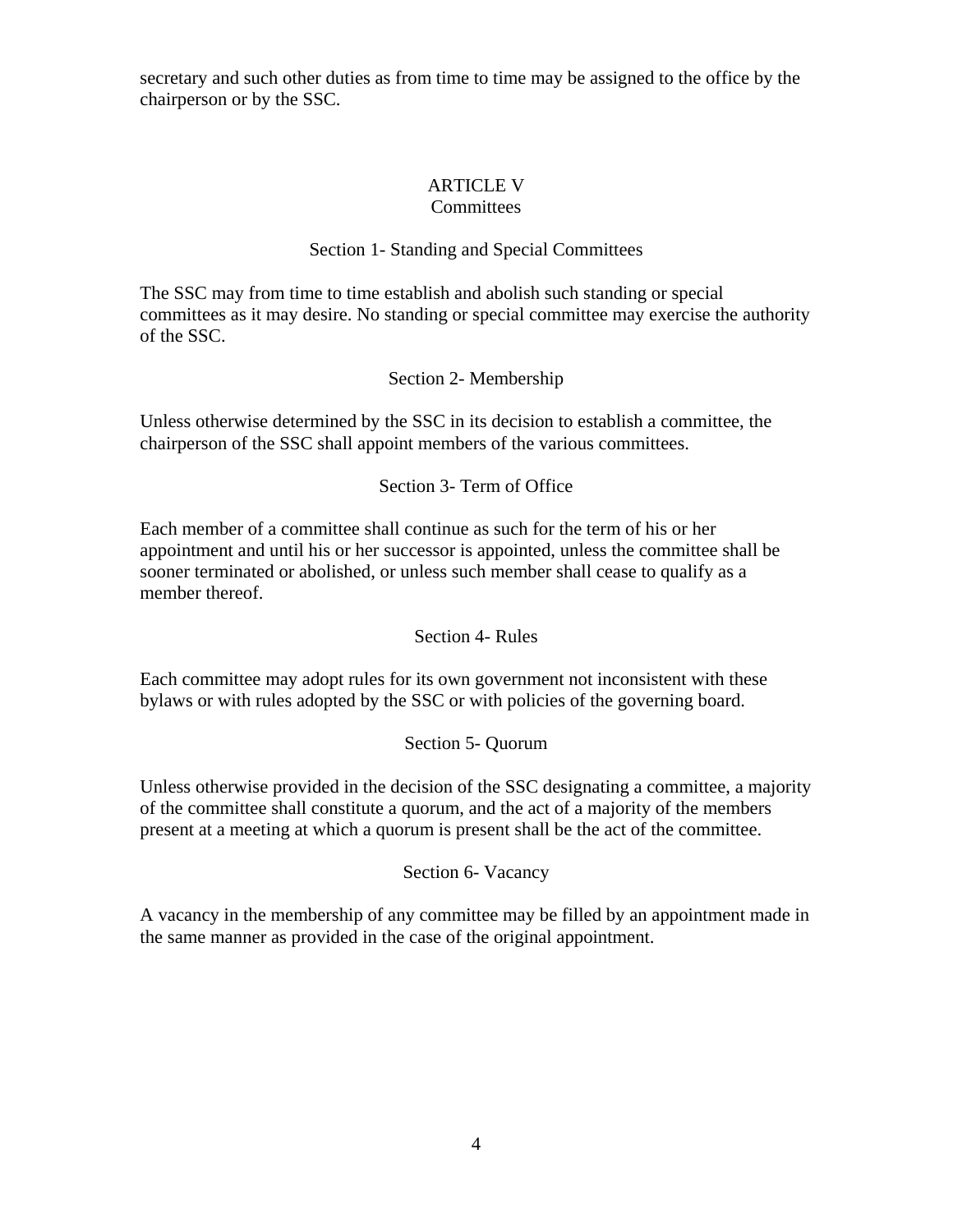secretary and such other duties as from time to time may be assigned to the office by the chairperson or by the SSC.

## ARTICLE V
## Committees

### Section 1- Standing and Special Committees

The SSC may from time to time establish and abolish such standing or special committees as it may desire. No standing or special committee may exercise the authority of the SSC.

### Section 2- Membership

Unless otherwise determined by the SSC in its decision to establish a committee, the chairperson of the SSC shall appoint members of the various committees.

### Section 3- Term of Office

Each member of a committee shall continue as such for the term of his or her appointment and until his or her successor is appointed, unless the committee shall be sooner terminated or abolished, or unless such member shall cease to qualify as a member thereof.

### Section 4- Rules

Each committee may adopt rules for its own government not inconsistent with these bylaws or with rules adopted by the SSC or with policies of the governing board.

### Section 5- Quorum

Unless otherwise provided in the decision of the SSC designating a committee, a majority of the committee shall constitute a quorum, and the act of a majority of the members present at a meeting at which a quorum is present shall be the act of the committee.

### Section 6- Vacancy

A vacancy in the membership of any committee may be filled by an appointment made in the same manner as provided in the case of the original appointment.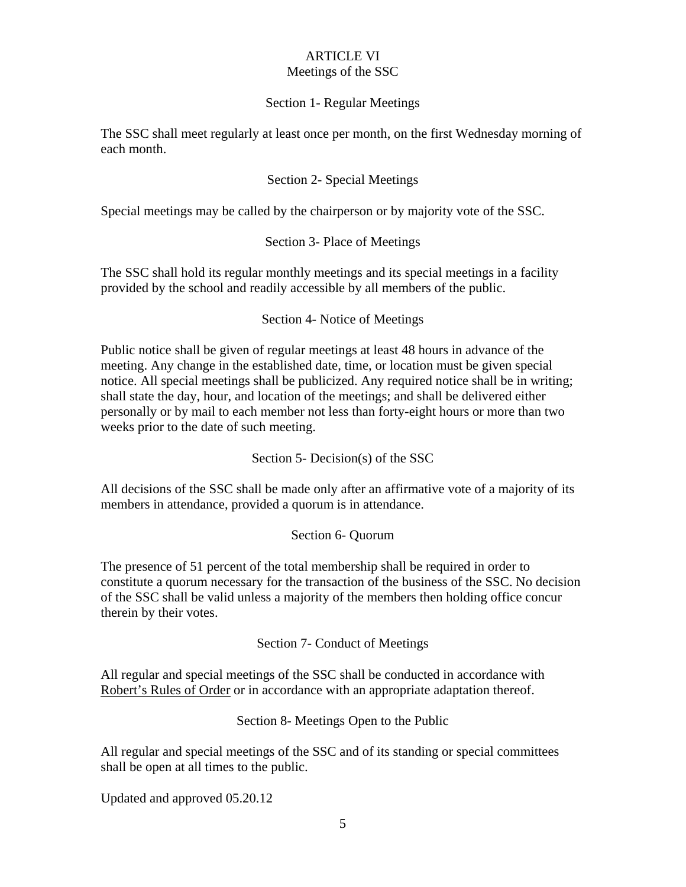# ARTICLE VI
## Meetings of the SSC

### Section 1- Regular Meetings

The SSC shall meet regularly at least once per month, on the first Wednesday morning of each month.

### Section 2- Special Meetings

Special meetings may be called by the chairperson or by majority vote of the SSC.

### Section 3- Place of Meetings

The SSC shall hold its regular monthly meetings and its special meetings in a facility provided by the school and readily accessible by all members of the public.

### Section 4- Notice of Meetings

Public notice shall be given of regular meetings at least 48 hours in advance of the meeting. Any change in the established date, time, or location must be given special notice. All special meetings shall be publicized. Any required notice shall be in writing; shall state the day, hour, and location of the meetings; and shall be delivered either personally or by mail to each member not less than forty-eight hours or more than two weeks prior to the date of such meeting.

### Section 5- Decision(s) of the SSC

All decisions of the SSC shall be made only after an affirmative vote of a majority of its members in attendance, provided a quorum is in attendance.

### Section 6- Quorum

The presence of 51 percent of the total membership shall be required in order to constitute a quorum necessary for the transaction of the business of the SSC. No decision of the SSC shall be valid unless a majority of the members then holding office concur therein by their votes.

### Section 7- Conduct of Meetings

All regular and special meetings of the SSC shall be conducted in accordance with Robert's Rules of Order or in accordance with an appropriate adaptation thereof.

### Section 8- Meetings Open to the Public

All regular and special meetings of the SSC and of its standing or special committees shall be open at all times to the public.

Updated and approved 05.20.12